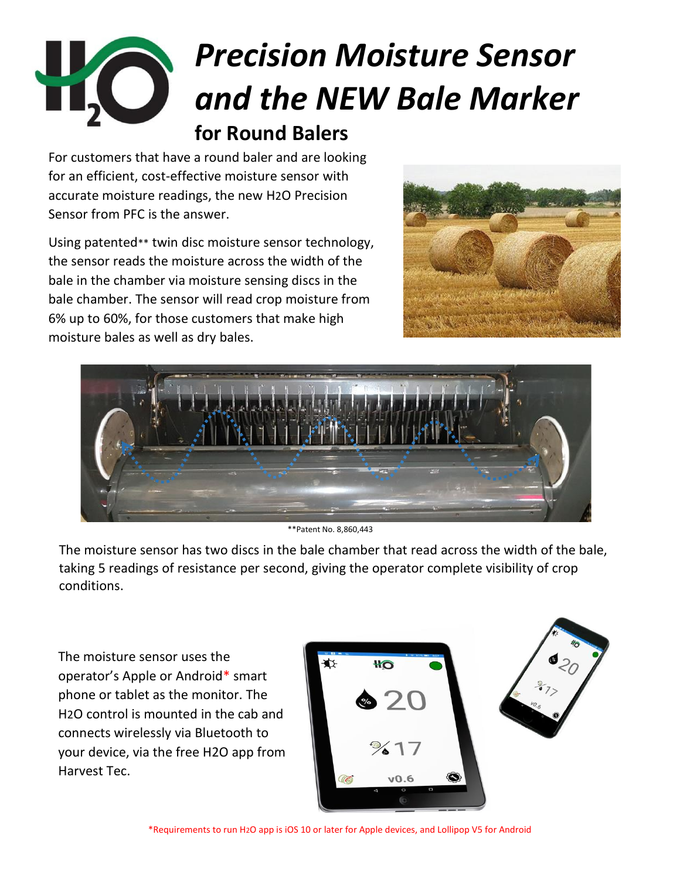# *Precision Moisture Sensor and the NEW Bale Marker*

## for Round Balers

For customers that have a round baler and are looking for an efficient, cost-effective moisture sensor with accurate moisture readings, the new H2O Precision Sensor from PFC is the answer.

Using patented** twin disc moisture sensor technology, the sensor reads the moisture across the width of the bale in the chamber via moisture sensing discs in the bale chamber. The sensor will read crop moisture from 6% up to 60%, for those customers that make high moisture bales as well as dry bales.

**Patent No. 8,860,443

The moisture sensor has two discs in the bale chamber that read across the width of the bale, taking 5 readings of resistance per second, giving the operator complete visibility of crop conditions.

The moisture sensor uses the operator's Apple or Android* smart phone or tablet as the monitor. The H2O control is mounted in the cab and connects wirelessly via Bluetooth to your device, via the free H2O app from Harvest Tec.

*Requirements to run H2O app is iOS 10 or later for Apple devices, and Lollipop V5 for Android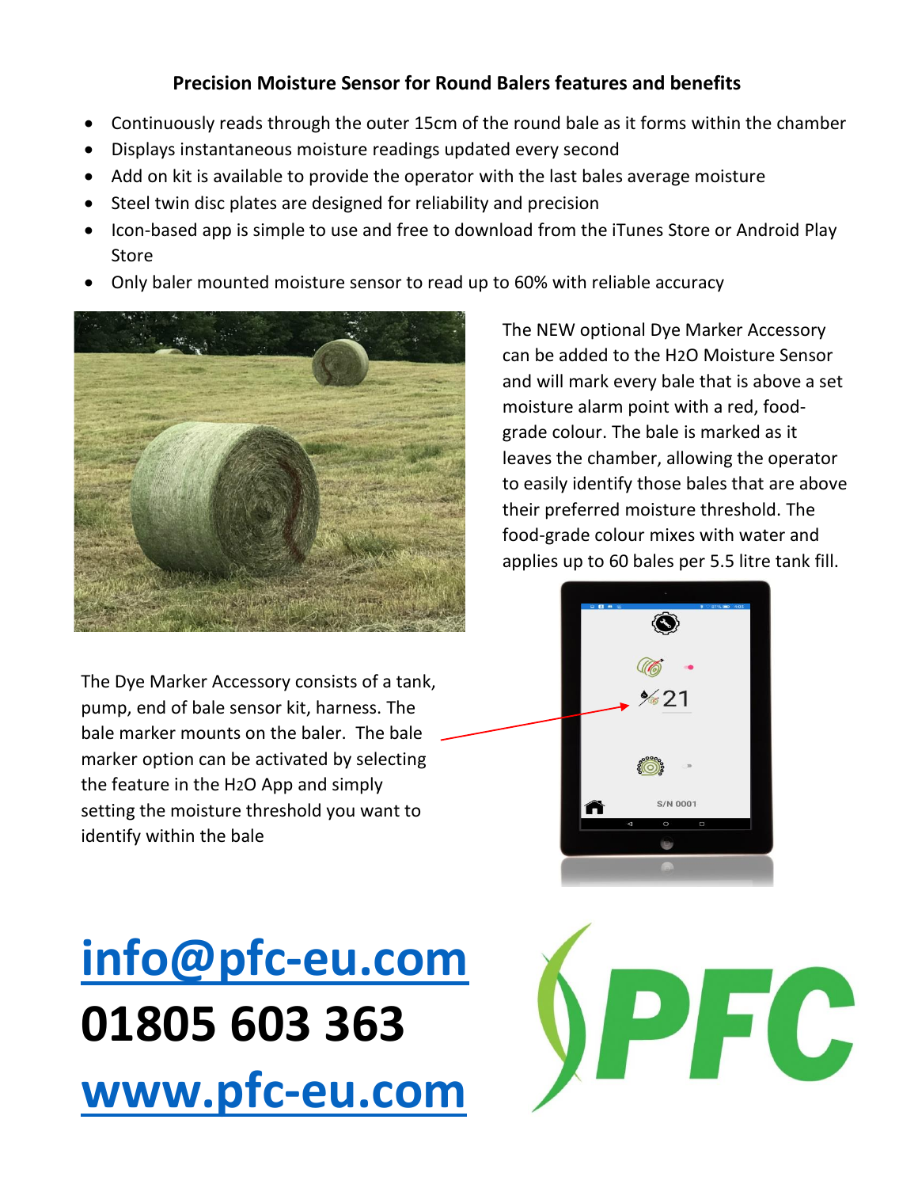**Precision Moisture Sensor for Round Balers features and benefits**

- Continuously reads through the outer 15cm of the round bale as it forms within the chamber
- Displays instantaneous moisture readings updated every second
- Add on kit is available to provide the operator with the last bales average moisture
- Steel twin disc plates are designed for reliability and precision
- Icon-based app is simple to use and free to download from the iTunes Store or Android Play Store
- Only baler mounted moisture sensor to read up to 60% with reliable accuracy

The NEW optional Dye Marker Accessory can be added to the H2O Moisture Sensor and will mark every bale that is above a set moisture alarm point with a red, food-grade colour. The bale is marked as it leaves the chamber, allowing the operator to easily identify those bales that are above their preferred moisture threshold. The food-grade colour mixes with water and applies up to 60 bales per 5.5 litre tank fill.

The Dye Marker Accessory consists of a tank, pump, end of bale sensor kit, harness. The bale marker mounts on the baler. The bale marker option can be activated by selecting the feature in the H2O App and simply setting the moisture threshold you want to identify within the bale

**info@pfc-eu.com**

**01805 603 363**

**www.pfc-eu.com**